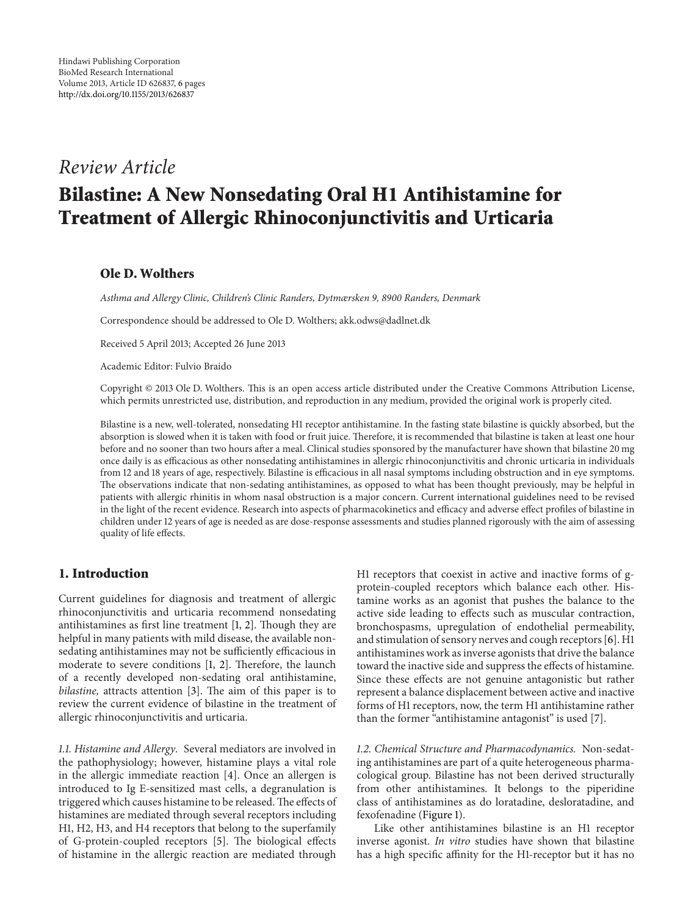*Review Article*

# Bilastine: A New Nonsedating Oral H1 Antihistamine for Treatment of Allergic Rhinoconjunctivitis and Urticaria

**Ole D. Wolthers**

*Asthma and Allergy Clinic, Children's Clinic Randers, Dytmærsken 9, 8900 Randers, Denmark*

Correspondence should be addressed to Ole D. Wolthers; akk.odws@dadlnet.dk

Received 5 April 2013; Accepted 26 June 2013

Academic Editor: Fulvio Braido

Copyright © 2013 Ole D. Wolthers. This is an open access article distributed under the Creative Commons Attribution License, which permits unrestricted use, distribution, and reproduction in any medium, provided the original work is properly cited.

Bilastine is a new, well-tolerated, nonsedating H1 receptor antihistamine. In the fasting state bilastine is quickly absorbed, but the absorption is slowed when it is taken with food or fruit juice. Therefore, it is recommended that bilastine is taken at least one hour before and no sooner than two hours after a meal. Clinical studies sponsored by the manufacturer have shown that bilastine 20 mg once daily is as efficacious as other nonsedating antihistamines in allergic rhinoconjunctivitis and chronic urticaria in individuals from 12 and 18 years of age, respectively. Bilastine is efficacious in all nasal symptoms including obstruction and in eye symptoms. The observations indicate that non-sedating antihistamines, as opposed to what has been thought previously, may be helpful in patients with allergic rhinitis in whom nasal obstruction is a major concern. Current international guidelines need to be revised in the light of the recent evidence. Research into aspects of pharmacokinetics and efficacy and adverse effect profiles of bilastine in children under 12 years of age is needed as are dose-response assessments and studies planned rigorously with the aim of assessing quality of life effects.

## 1. Introduction

Current guidelines for diagnosis and treatment of allergic rhinoconjunctivitis and urticaria recommend nonsedating antihistamines as first line treatment [1, 2]. Though they are helpful in many patients with mild disease, the available non-sedating antihistamines may not be sufficiently efficacious in moderate to severe conditions [1, 2]. Therefore, the launch of a recently developed non-sedating oral antihistamine, *bilastine,* attracts attention [3]. The aim of this paper is to review the current evidence of bilastine in the treatment of allergic rhinoconjunctivitis and urticaria.

*1.1. Histamine and Allergy.* Several mediators are involved in the pathophysiology; however, histamine plays a vital role in the allergic immediate reaction [4]. Once an allergen is introduced to Ig E-sensitized mast cells, a degranulation is triggered which causes histamine to be released. The effects of histamines are mediated through several receptors including H1, H2, H3, and H4 receptors that belong to the superfamily of G-protein-coupled receptors [5]. The biological effects of histamine in the allergic reaction are mediated through H1 receptors that coexist in active and inactive forms of g-protein-coupled receptors which balance each other. Histamine works as an agonist that pushes the balance to the active side leading to effects such as muscular contraction, bronchospasms, upregulation of endothelial permeability, and stimulation of sensory nerves and cough receptors [6]. H1 antihistamines work as inverse agonists that drive the balance toward the inactive side and suppress the effects of histamine. Since these effects are not genuine antagonistic but rather represent a balance displacement between active and inactive forms of H1 receptors, now, the term H1 antihistamine rather than the former "antihistamine antagonist" is used [7].

*1.2. Chemical Structure and Pharmacodynamics.* Non-sedating antihistamines are part of a quite heterogeneous pharmacological group. Bilastine has not been derived structurally from other antihistamines. It belongs to the piperidine class of antihistamines as do loratadine, desloratadine, and fexofenadine (Figure 1).

Like other antihistamines bilastine is an H1 receptor inverse agonist. *In vitro* studies have shown that bilastine has a high specific affinity for the H1-receptor but it has no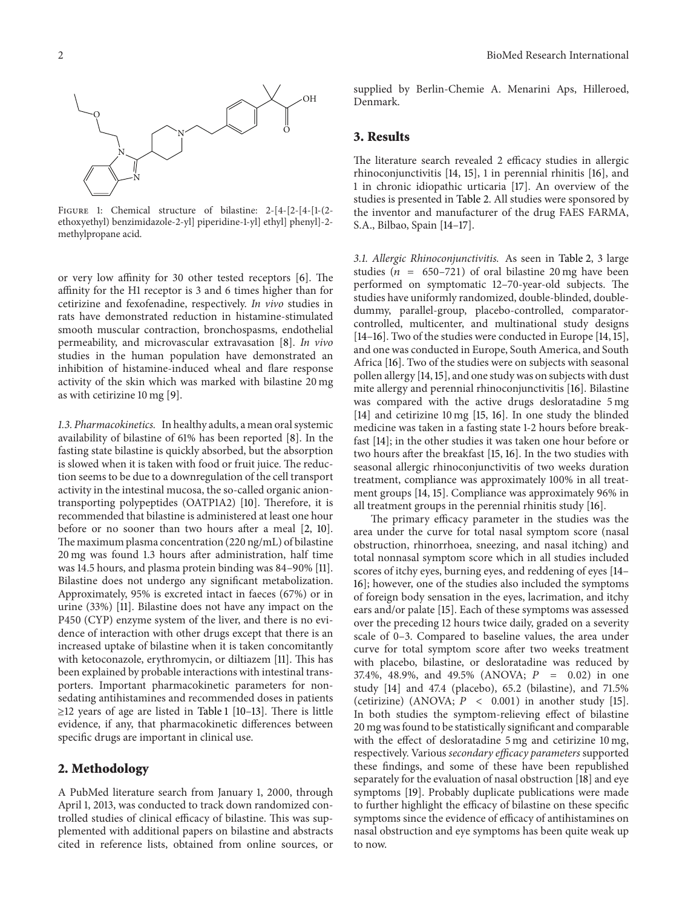Figure 1: Chemical structure of bilastine: 2-[4-[2-[4-[1-(2-ethoxyethyl) benzimidazole-2-yl] piperidine-1-yl] ethyl] phenyl]-2-methylpropane acid.

or very low affinity for 30 other tested receptors [6]. The affinity for the H1 receptor is 3 and 6 times higher than for cetirizine and fexofenadine, respectively. *In vivo* studies in rats have demonstrated reduction in histamine-stimulated smooth muscular contraction, bronchospasms, endothelial permeability, and microvascular extravasation [8]. *In vivo* studies in the human population have demonstrated an inhibition of histamine-induced wheal and flare response activity of the skin which was marked with bilastine 20 mg as with cetirizine 10 mg [9].

*1.3. Pharmacokinetics.* In healthy adults, a mean oral systemic availability of bilastine of 61% has been reported [8]. In the fasting state bilastine is quickly absorbed, but the absorption is slowed when it is taken with food or fruit juice. The reduction seems to be due to a downregulation of the cell transport activity in the intestinal mucosa, the so-called organic anion-transporting polypeptides (OATP1A2) [10]. Therefore, it is recommended that bilastine is administered at least one hour before or no sooner than two hours after a meal [2, 10]. The maximum plasma concentration (220 ng/mL) of bilastine 20 mg was found 1.3 hours after administration, half time was 14.5 hours, and plasma protein binding was 84–90% [11]. Bilastine does not undergo any significant metabolization. Approximately, 95% is excreted intact in faeces (67%) or in urine (33%) [11]. Bilastine does not have any impact on the P450 (CYP) enzyme system of the liver, and there is no evidence of interaction with other drugs except that there is an increased uptake of bilastine when it is taken concomitantly with ketoconazole, erythromycin, or diltiazem [11]. This has been explained by probable interactions with intestinal transporters. Important pharmacokinetic parameters for nonsedating antihistamines and recommended doses in patients ≥12 years of age are listed in Table 1 [10–13]. There is little evidence, if any, that pharmacokinetic differences between specific drugs are important in clinical use.

## 2. Methodology

A PubMed literature search from January 1, 2000, through April 1, 2013, was conducted to track down randomized controlled studies of clinical efficacy of bilastine. This was supplemented with additional papers on bilastine and abstracts cited in reference lists, obtained from online sources, or supplied by Berlin-Chemie A. Menarini Aps, Hilleroed, Denmark.

## 3. Results

The literature search revealed 2 efficacy studies in allergic rhinoconjunctivitis [14, 15], 1 in perennial rhinitis [16], and 1 in chronic idiopathic urticaria [17]. An overview of the studies is presented in Table 2. All studies were sponsored by the inventor and manufacturer of the drug FAES FARMA, S.A., Bilbao, Spain [14–17].

*3.1. Allergic Rhinoconjunctivitis.* As seen in Table 2, 3 large studies ($n$ = 650–721) of oral bilastine 20 mg have been performed on symptomatic 12–70-year-old subjects. The studies have uniformly randomized, double-blinded, double-dummy, parallel-group, placebo-controlled, comparator-controlled, multicenter, and multinational study designs [14–16]. Two of the studies were conducted in Europe [14, 15], and one was conducted in Europe, South America, and South Africa [16]. Two of the studies were on subjects with seasonal pollen allergy [14, 15], and one study was on subjects with dust mite allergy and perennial rhinoconjunctivitis [16]. Bilastine was compared with the active drugs desloratadine 5 mg [14] and cetirizine 10 mg [15, 16]. In one study the blinded medicine was taken in a fasting state 1-2 hours before breakfast [14]; in the other studies it was taken one hour before or two hours after the breakfast [15, 16]. In the two studies with seasonal allergic rhinoconjunctivitis of two weeks duration treatment, compliance was approximately 100% in all treatment groups [14, 15]. Compliance was approximately 96% in all treatment groups in the perennial rhinitis study [16].

The primary efficacy parameter in the studies was the area under the curve for total nasal symptom score (nasal obstruction, rhinorrhoea, sneezing, and nasal itching) and total nonnasal symptom score which in all studies included scores of itchy eyes, burning eyes, and reddening of eyes [14–16]; however, one of the studies also included the symptoms of foreign body sensation in the eyes, lacrimation, and itchy ears and/or palate [15]. Each of these symptoms was assessed over the preceding 12 hours twice daily, graded on a severity scale of 0–3. Compared to baseline values, the area under curve for total symptom score after two weeks treatment with placebo, bilastine, or desloratadine was reduced by 37.4%, 48.9%, and 49.5% (ANOVA; $P$ = 0.02) in one study [14] and 47.4 (placebo), 65.2 (bilastine), and 71.5% (cetirizine) (ANOVA; $P$ < 0.001) in another study [15]. In both studies the symptom-relieving effect of bilastine 20 mg was found to be statistically significant and comparable with the effect of desloratadine 5 mg and cetirizine 10 mg, respectively. Various *secondary efficacy parameters* supported these findings, and some of these have been republished separately for the evaluation of nasal obstruction [18] and eye symptoms [19]. Probably duplicate publications were made to further highlight the efficacy of bilastine on these specific symptoms since the evidence of efficacy of antihistamines on nasal obstruction and eye symptoms has been quite weak up to now.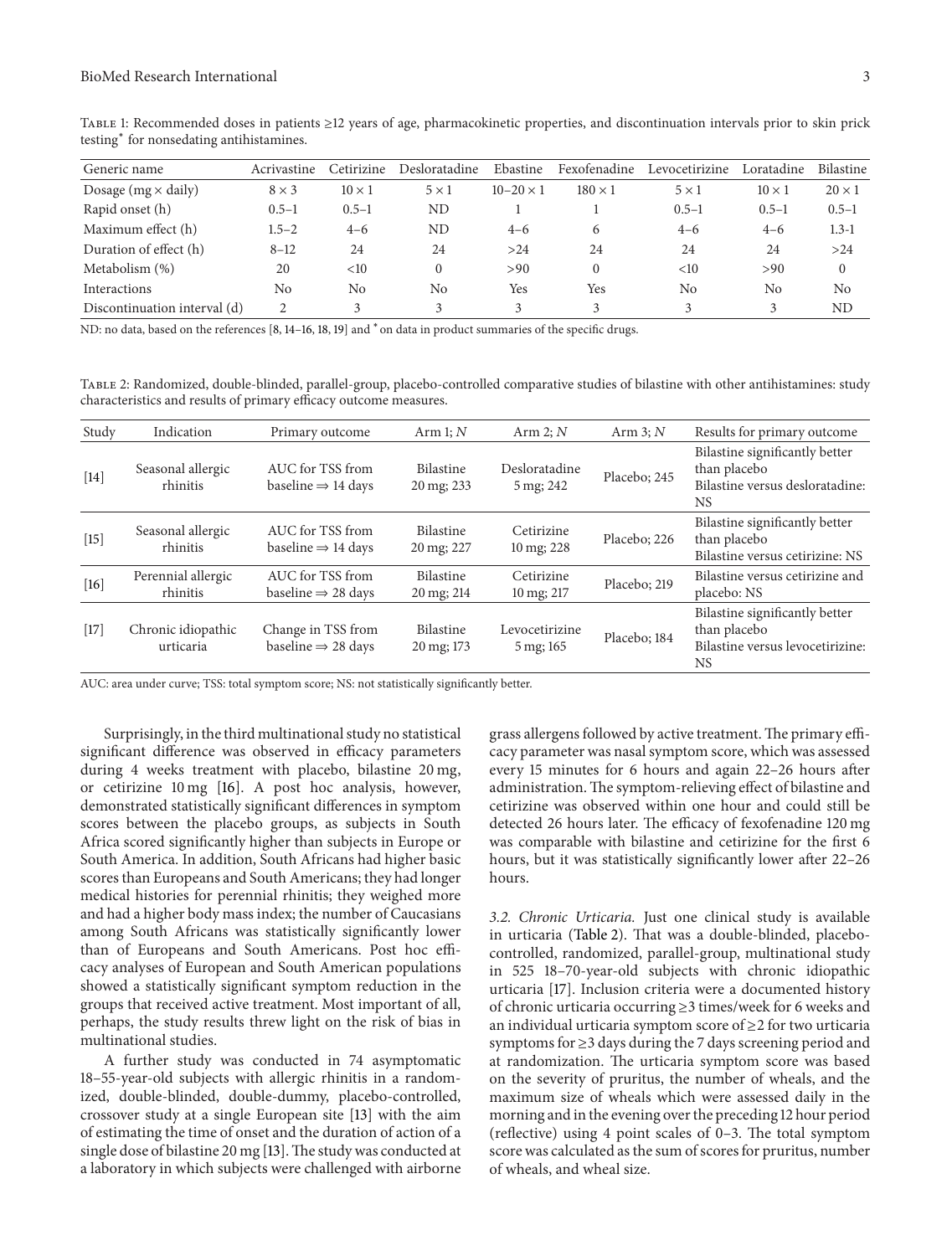Table 1: Recommended doses in patients ≥12 years of age, pharmacokinetic properties, and discontinuation intervals prior to skin prick testing* for nonsedating antihistamines.

| Generic name | Acrivastine | Cetirizine | Desloratadine | Ebastine | Fexofenadine | Levocetirizine | Loratadine | Bilastine |
|---|---|---|---|---|---|---|---|---|
| Dosage (mg × daily) | 8 × 3 | 10 × 1 | 5 × 1 | 10–20 × 1 | 180 × 1 | 5 × 1 | 10 × 1 | 20 × 1 |
| Rapid onset (h) | 0.5–1 | 0.5–1 | ND | 1 | 1 | 0.5–1 | 0.5–1 | 0.5–1 |
| Maximum effect (h) | 1.5–2 | 4–6 | ND | 4–6 | 6 | 4–6 | 4–6 | 1.3-1 |
| Duration of effect (h) | 8–12 | 24 | 24 | >24 | 24 | 24 | 24 | >24 |
| Metabolism (%) | 20 | <10 | 0 | >90 | 0 | <10 | >90 | 0 |
| Interactions | No | No | No | Yes | Yes | No | No | No |
| Discontinuation interval (d) | 2 | 3 | 3 | 3 | 3 | 3 | 3 | ND |

ND: no data, based on the references [8, 14–16, 18, 19] and * on data in product summaries of the specific drugs.

Table 2: Randomized, double-blinded, parallel-group, placebo-controlled comparative studies of bilastine with other antihistamines: study characteristics and results of primary efficacy outcome measures.

| Study | Indication | Primary outcome | Arm 1; *N* | Arm 2; *N* | Arm 3; *N* | Results for primary outcome |
|---|---|---|---|---|---|---|
| [14] | Seasonal allergic rhinitis | AUC for TSS from baseline ⇒ 14 days | Bilastine 20 mg; 233 | Desloratadine 5 mg; 242 | Placebo; 245 | Bilastine significantly better than placebo Bilastine versus desloratadine: NS |
| [15] | Seasonal allergic rhinitis | AUC for TSS from baseline ⇒ 14 days | Bilastine 20 mg; 227 | Cetirizine 10 mg; 228 | Placebo; 226 | Bilastine significantly better than placebo Bilastine versus cetirizine: NS |
| [16] | Perennial allergic rhinitis | AUC for TSS from baseline ⇒ 28 days | Bilastine 20 mg; 214 | Cetirizine 10 mg; 217 | Placebo; 219 | Bilastine versus cetirizine and placebo: NS |
| [17] | Chronic idiopathic urticaria | Change in TSS from baseline ⇒ 28 days | Bilastine 20 mg; 173 | Levocetirizine 5 mg; 165 | Placebo; 184 | Bilastine significantly better than placebo Bilastine versus levocetirizine: NS |

AUC: area under curve; TSS: total symptom score; NS: not statistically significantly better.

Surprisingly, in the third multinational study no statistical significant difference was observed in efficacy parameters during 4 weeks treatment with placebo, bilastine 20 mg, or cetirizine 10 mg [16]. A post hoc analysis, however, demonstrated statistically significant differences in symptom scores between the placebo groups, as subjects in South Africa scored significantly higher than subjects in Europe or South America. In addition, South Africans had higher basic scores than Europeans and South Americans; they had longer medical histories for perennial rhinitis; they weighed more and had a higher body mass index; the number of Caucasians among South Africans was statistically significantly lower than of Europeans and South Americans. Post hoc efficacy analyses of European and South American populations showed a statistically significant symptom reduction in the groups that received active treatment. Most important of all, perhaps, the study results threw light on the risk of bias in multinational studies.

A further study was conducted in 74 asymptomatic 18–55-year-old subjects with allergic rhinitis in a randomized, double-blinded, double-dummy, placebo-controlled, crossover study at a single European site [13] with the aim of estimating the time of onset and the duration of action of a single dose of bilastine 20 mg [13]. The study was conducted at a laboratory in which subjects were challenged with airborne grass allergens followed by active treatment. The primary efficacy parameter was nasal symptom score, which was assessed every 15 minutes for 6 hours and again 22–26 hours after administration. The symptom-relieving effect of bilastine and cetirizine was observed within one hour and could still be detected 26 hours later. The efficacy of fexofenadine 120 mg was comparable with bilastine and cetirizine for the first 6 hours, but it was statistically significantly lower after 22–26 hours.

*3.2. Chronic Urticaria.* Just one clinical study is available in urticaria (Table 2). That was a double-blinded, placebo-controlled, randomized, parallel-group, multinational study in 525 18–70-year-old subjects with chronic idiopathic urticaria [17]. Inclusion criteria were a documented history of chronic urticaria occurring ≥3 times/week for 6 weeks and an individual urticaria symptom score of ≥2 for two urticaria symptoms for ≥3 days during the 7 days screening period and at randomization. The urticaria symptom score was based on the severity of pruritus, the number of wheals, and the maximum size of wheals which were assessed daily in the morning and in the evening over the preceding 12 hour period (reflective) using 4 point scales of 0–3. The total symptom score was calculated as the sum of scores for pruritus, number of wheals, and wheal size.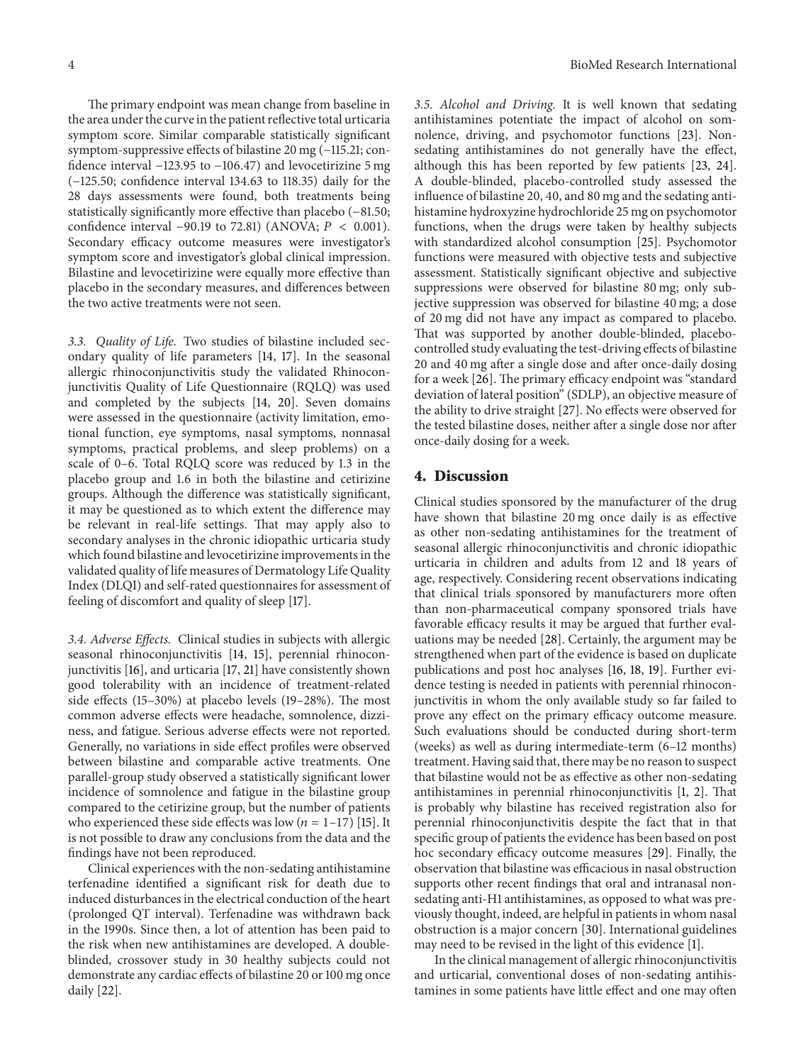The primary endpoint was mean change from baseline in the area under the curve in the patient reflective total urticaria symptom score. Similar comparable statistically significant symptom-suppressive effects of bilastine 20 mg (−115.21; confidence interval −123.95 to −106.47) and levocetirizine 5 mg (−125.50; confidence interval 134.63 to 118.35) daily for the 28 days assessments were found, both treatments being statistically significantly more effective than placebo (−81.50; confidence interval −90.19 to 72.81) (ANOVA; $P < 0.001$). Secondary efficacy outcome measures were investigator's symptom score and investigator's global clinical impression. Bilastine and levocetirizine were equally more effective than placebo in the secondary measures, and differences between the two active treatments were not seen.

### 3.3. Quality of Life

Two studies of bilastine included secondary quality of life parameters [14, 17]. In the seasonal allergic rhinoconjunctivitis study the validated Rhinoconjunctivitis Quality of Life Questionnaire (RQLQ) was used and completed by the subjects [14, 20]. Seven domains were assessed in the questionnaire (activity limitation, emotional function, eye symptoms, nasal symptoms, nonnasal symptoms, practical problems, and sleep problems) on a scale of 0–6. Total RQLQ score was reduced by 1.3 in the placebo group and 1.6 in both the bilastine and cetirizine groups. Although the difference was statistically significant, it may be questioned as to which extent the difference may be relevant in real-life settings. That may apply also to secondary analyses in the chronic idiopathic urticaria study which found bilastine and levocetirizine improvements in the validated quality of life measures of Dermatology Life Quality Index (DLQI) and self-rated questionnaires for assessment of feeling of discomfort and quality of sleep [17].

### 3.4. Adverse Effects

Clinical studies in subjects with allergic seasonal rhinoconjunctivitis [14, 15], perennial rhinoconjunctivitis [16], and urticaria [17, 21] have consistently shown good tolerability with an incidence of treatment-related side effects (15–30%) at placebo levels (19–28%). The most common adverse effects were headache, somnolence, dizziness, and fatigue. Serious adverse effects were not reported. Generally, no variations in side effect profiles were observed between bilastine and comparable active treatments. One parallel-group study observed a statistically significant lower incidence of somnolence and fatigue in the bilastine group compared to the cetirizine group, but the number of patients who experienced these side effects was low ($n = 1$–$17$) [15]. It is not possible to draw any conclusions from the data and the findings have not been reproduced.

Clinical experiences with the non-sedating antihistamine terfenadine identified a significant risk for death due to induced disturbances in the electrical conduction of the heart (prolonged QT interval). Terfenadine was withdrawn back in the 1990s. Since then, a lot of attention has been paid to the risk when new antihistamines are developed. A double-blinded, crossover study in 30 healthy subjects could not demonstrate any cardiac effects of bilastine 20 or 100 mg once daily [22].

### 3.5. Alcohol and Driving

It is well known that sedating antihistamines potentiate the impact of alcohol on somnolence, driving, and psychomotor functions [23]. Non-sedating antihistamines do not generally have the effect, although this has been reported by few patients [23, 24]. A double-blinded, placebo-controlled study assessed the influence of bilastine 20, 40, and 80 mg and the sedating antihistamine hydroxyzine hydrochloride 25 mg on psychomotor functions, when the drugs were taken by healthy subjects with standardized alcohol consumption [25]. Psychomotor functions were measured with objective tests and subjective assessment. Statistically significant objective and subjective suppressions were observed for bilastine 80 mg; only subjective suppression was observed for bilastine 40 mg; a dose of 20 mg did not have any impact as compared to placebo. That was supported by another double-blinded, placebo-controlled study evaluating the test-driving effects of bilastine 20 and 40 mg after a single dose and after once-daily dosing for a week [26]. The primary efficacy endpoint was "standard deviation of lateral position" (SDLP), an objective measure of the ability to drive straight [27]. No effects were observed for the tested bilastine doses, neither after a single dose nor after once-daily dosing for a week.

## 4. Discussion

Clinical studies sponsored by the manufacturer of the drug have shown that bilastine 20 mg once daily is as effective as other non-sedating antihistamines for the treatment of seasonal allergic rhinoconjunctivitis and chronic idiopathic urticaria in children and adults from 12 and 18 years of age, respectively. Considering recent observations indicating that clinical trials sponsored by manufacturers more often than non-pharmaceutical company sponsored trials have favorable efficacy results it may be argued that further evaluations may be needed [28]. Certainly, the argument may be strengthened when part of the evidence is based on duplicate publications and post hoc analyses [16, 18, 19]. Further evidence testing is needed in patients with perennial rhinoconjunctivitis in whom the only available study so far failed to prove any effect on the primary efficacy outcome measure. Such evaluations should be conducted during short-term (weeks) as well as during intermediate-term (6–12 months) treatment. Having said that, there may be no reason to suspect that bilastine would not be as effective as other non-sedating antihistamines in perennial rhinoconjunctivitis [1, 2]. That is probably why bilastine has received registration also for perennial rhinoconjunctivitis despite the fact that in that specific group of patients the evidence has been based on post hoc secondary efficacy outcome measures [29]. Finally, the observation that bilastine was efficacious in nasal obstruction supports other recent findings that oral and intranasal non-sedating anti-H1 antihistamines, as opposed to what was previously thought, indeed, are helpful in patients in whom nasal obstruction is a major concern [30]. International guidelines may need to be revised in the light of this evidence [1].

In the clinical management of allergic rhinoconjunctivitis and urticarial, conventional doses of non-sedating antihistamines in some patients have little effect and one may often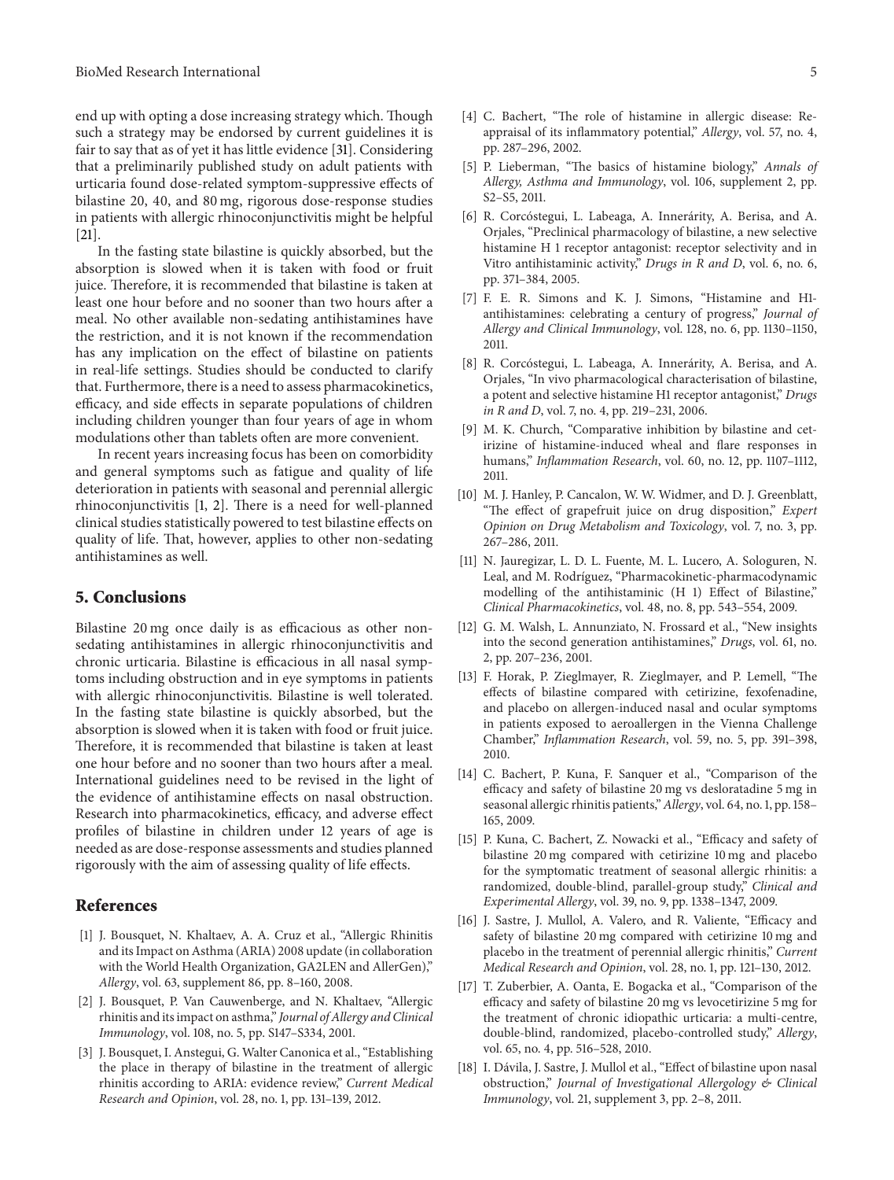end up with opting a dose increasing strategy which. Though such a strategy may be endorsed by current guidelines it is fair to say that as of yet it has little evidence [31]. Considering that a preliminarily published study on adult patients with urticaria found dose-related symptom-suppressive effects of bilastine 20, 40, and 80 mg, rigorous dose-response studies in patients with allergic rhinoconjunctivitis might be helpful [21].

In the fasting state bilastine is quickly absorbed, but the absorption is slowed when it is taken with food or fruit juice. Therefore, it is recommended that bilastine is taken at least one hour before and no sooner than two hours after a meal. No other available non-sedating antihistamines have the restriction, and it is not known if the recommendation has any implication on the effect of bilastine on patients in real-life settings. Studies should be conducted to clarify that. Furthermore, there is a need to assess pharmacokinetics, efficacy, and side effects in separate populations of children including children younger than four years of age in whom modulations other than tablets often are more convenient.

In recent years increasing focus has been on comorbidity and general symptoms such as fatigue and quality of life deterioration in patients with seasonal and perennial allergic rhinoconjunctivitis [1, 2]. There is a need for well-planned clinical studies statistically powered to test bilastine effects on quality of life. That, however, applies to other non-sedating antihistamines as well.

## 5. Conclusions

Bilastine 20 mg once daily is as efficacious as other non-sedating antihistamines in allergic rhinoconjunctivitis and chronic urticaria. Bilastine is efficacious in all nasal symptoms including obstruction and in eye symptoms in patients with allergic rhinoconjunctivitis. Bilastine is well tolerated. In the fasting state bilastine is quickly absorbed, but the absorption is slowed when it is taken with food or fruit juice. Therefore, it is recommended that bilastine is taken at least one hour before and no sooner than two hours after a meal. International guidelines need to be revised in the light of the evidence of antihistamine effects on nasal obstruction. Research into pharmacokinetics, efficacy, and adverse effect profiles of bilastine in children under 12 years of age is needed as are dose-response assessments and studies planned rigorously with the aim of assessing quality of life effects.

## References

[1] J. Bousquet, N. Khaltaev, A. A. Cruz et al., "Allergic Rhinitis and its Impact on Asthma (ARIA) 2008 update (in collaboration with the World Health Organization, GA2LEN and AllerGen)," *Allergy*, vol. 63, supplement 86, pp. 8–160, 2008.

[2] J. Bousquet, P. Van Cauwenberge, and N. Khaltaev, "Allergic rhinitis and its impact on asthma," *Journal of Allergy and Clinical Immunology*, vol. 108, no. 5, pp. S147–S334, 2001.

[3] J. Bousquet, I. Anstegui, G. Walter Canonica et al., "Establishing the place in therapy of bilastine in the treatment of allergic rhinitis according to ARIA: evidence review," *Current Medical Research and Opinion*, vol. 28, no. 1, pp. 131–139, 2012.

[4] C. Bachert, "The role of histamine in allergic disease: Re-appraisal of its inflammatory potential," *Allergy*, vol. 57, no. 4, pp. 287–296, 2002.

[5] P. Lieberman, "The basics of histamine biology," *Annals of Allergy, Asthma and Immunology*, vol. 106, supplement 2, pp. S2–S5, 2011.

[6] R. Corcóstegui, L. Labeaga, A. Innerárity, A. Berisa, and A. Orjales, "Preclinical pharmacology of bilastine, a new selective histamine H 1 receptor antagonist: receptor selectivity and in Vitro antihistaminic activity," *Drugs in R and D*, vol. 6, no. 6, pp. 371–384, 2005.

[7] F. E. R. Simons and K. J. Simons, "Histamine and H1-antihistamines: celebrating a century of progress," *Journal of Allergy and Clinical Immunology*, vol. 128, no. 6, pp. 1130–1150, 2011.

[8] R. Corcóstegui, L. Labeaga, A. Innerárity, A. Berisa, and A. Orjales, "In vivo pharmacological characterisation of bilastine, a potent and selective histamine H1 receptor antagonist," *Drugs in R and D*, vol. 7, no. 4, pp. 219–231, 2006.

[9] M. K. Church, "Comparative inhibition by bilastine and cetirizine of histamine-induced wheal and flare responses in humans," *Inflammation Research*, vol. 60, no. 12, pp. 1107–1112, 2011.

[10] M. J. Hanley, P. Cancalon, W. W. Widmer, and D. J. Greenblatt, "The effect of grapefruit juice on drug disposition," *Expert Opinion on Drug Metabolism and Toxicology*, vol. 7, no. 3, pp. 267–286, 2011.

[11] N. Jauregizar, L. D. L. Fuente, M. L. Lucero, A. Sologuren, N. Leal, and M. Rodríguez, "Pharmacokinetic-pharmacodynamic modelling of the antihistaminic (H 1) Effect of Bilastine," *Clinical Pharmacokinetics*, vol. 48, no. 8, pp. 543–554, 2009.

[12] G. M. Walsh, L. Annunziato, N. Frossard et al., "New insights into the second generation antihistamines," *Drugs*, vol. 61, no. 2, pp. 207–236, 2001.

[13] F. Horak, P. Zieglmayer, R. Zieglmayer, and P. Lemell, "The effects of bilastine compared with cetirizine, fexofenadine, and placebo on allergen-induced nasal and ocular symptoms in patients exposed to aeroallergen in the Vienna Challenge Chamber," *Inflammation Research*, vol. 59, no. 5, pp. 391–398, 2010.

[14] C. Bachert, P. Kuna, F. Sanquer et al., "Comparison of the efficacy and safety of bilastine 20 mg vs desloratadine 5 mg in seasonal allergic rhinitis patients," *Allergy*, vol. 64, no. 1, pp. 158–165, 2009.

[15] P. Kuna, C. Bachert, Z. Nowacki et al., "Efficacy and safety of bilastine 20 mg compared with cetirizine 10 mg and placebo for the symptomatic treatment of seasonal allergic rhinitis: a randomized, double-blind, parallel-group study," *Clinical and Experimental Allergy*, vol. 39, no. 9, pp. 1338–1347, 2009.

[16] J. Sastre, J. Mullol, A. Valero, and R. Valiente, "Efficacy and safety of bilastine 20 mg compared with cetirizine 10 mg and placebo in the treatment of perennial allergic rhinitis," *Current Medical Research and Opinion*, vol. 28, no. 1, pp. 121–130, 2012.

[17] T. Zuberbier, A. Oanta, E. Bogacka et al., "Comparison of the efficacy and safety of bilastine 20 mg vs levocetirizine 5 mg for the treatment of chronic idiopathic urticaria: a multi-centre, double-blind, randomized, placebo-controlled study," *Allergy*, vol. 65, no. 4, pp. 516–528, 2010.

[18] I. Dávila, J. Sastre, J. Mullol et al., "Effect of bilastine upon nasal obstruction," *Journal of Investigational Allergology & Clinical Immunology*, vol. 21, supplement 3, pp. 2–8, 2011.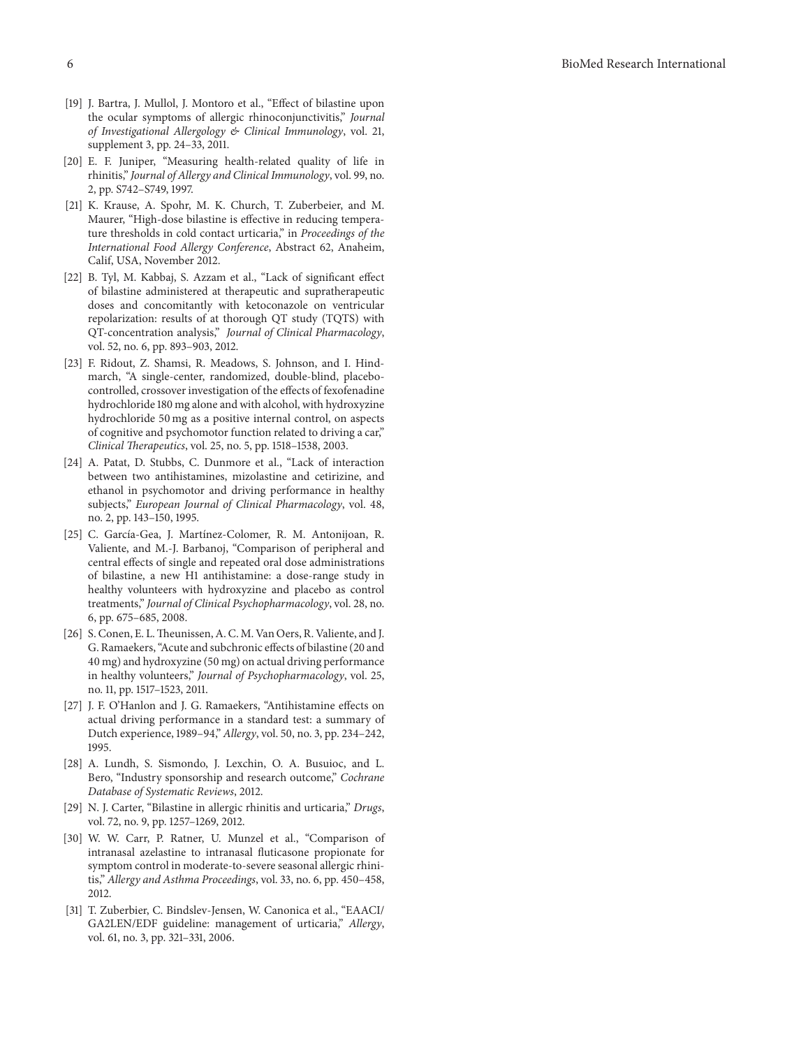[19] J. Bartra, J. Mullol, J. Montoro et al., "Effect of bilastine upon the ocular symptoms of allergic rhinoconjunctivitis," *Journal of Investigational Allergology & Clinical Immunology*, vol. 21, supplement 3, pp. 24–33, 2011.

[20] E. F. Juniper, "Measuring health-related quality of life in rhinitis," *Journal of Allergy and Clinical Immunology*, vol. 99, no. 2, pp. S742–S749, 1997.

[21] K. Krause, A. Spohr, M. K. Church, T. Zuberbeier, and M. Maurer, "High-dose bilastine is effective in reducing temperature thresholds in cold contact urticaria," in *Proceedings of the International Food Allergy Conference*, Abstract 62, Anaheim, Calif, USA, November 2012.

[22] B. Tyl, M. Kabbaj, S. Azzam et al., "Lack of significant effect of bilastine administered at therapeutic and supratherapeutic doses and concomitantly with ketoconazole on ventricular repolarization: results of at thorough QT study (TQTS) with QT-concentration analysis," *Journal of Clinical Pharmacology*, vol. 52, no. 6, pp. 893–903, 2012.

[23] F. Ridout, Z. Shamsi, R. Meadows, S. Johnson, and I. Hindmarch, "A single-center, randomized, double-blind, placebo-controlled, crossover investigation of the effects of fexofenadine hydrochloride 180 mg alone and with alcohol, with hydroxyzine hydrochloride 50 mg as a positive internal control, on aspects of cognitive and psychomotor function related to driving a car," *Clinical Therapeutics*, vol. 25, no. 5, pp. 1518–1538, 2003.

[24] A. Patat, D. Stubbs, C. Dunmore et al., "Lack of interaction between two antihistamines, mizolastine and cetirizine, and ethanol in psychomotor and driving performance in healthy subjects," *European Journal of Clinical Pharmacology*, vol. 48, no. 2, pp. 143–150, 1995.

[25] C. García-Gea, J. Martínez-Colomer, R. M. Antonijoan, R. Valiente, and M.-J. Barbanoj, "Comparison of peripheral and central effects of single and repeated oral dose administrations of bilastine, a new H1 antihistamine: a dose-range study in healthy volunteers with hydroxyzine and placebo as control treatments," *Journal of Clinical Psychopharmacology*, vol. 28, no. 6, pp. 675–685, 2008.

[26] S. Conen, E. L. Theunissen, A. C. M. Van Oers, R. Valiente, and J. G. Ramaekers, "Acute and subchronic effects of bilastine (20 and 40 mg) and hydroxyzine (50 mg) on actual driving performance in healthy volunteers," *Journal of Psychopharmacology*, vol. 25, no. 11, pp. 1517–1523, 2011.

[27] J. F. O'Hanlon and J. G. Ramaekers, "Antihistamine effects on actual driving performance in a standard test: a summary of Dutch experience, 1989–94," *Allergy*, vol. 50, no. 3, pp. 234–242, 1995.

[28] A. Lundh, S. Sismondo, J. Lexchin, O. A. Busuioc, and L. Bero, "Industry sponsorship and research outcome," *Cochrane Database of Systematic Reviews*, 2012.

[29] N. J. Carter, "Bilastine in allergic rhinitis and urticaria," *Drugs*, vol. 72, no. 9, pp. 1257–1269, 2012.

[30] W. W. Carr, P. Ratner, U. Munzel et al., "Comparison of intranasal azelastine to intranasal fluticasone propionate for symptom control in moderate-to-severe seasonal allergic rhinitis," *Allergy and Asthma Proceedings*, vol. 33, no. 6, pp. 450–458, 2012.

[31] T. Zuberbier, C. Bindslev-Jensen, W. Canonica et al., "EAACI/GA2LEN/EDF guideline: management of urticaria," *Allergy*, vol. 61, no. 3, pp. 321–331, 2006.